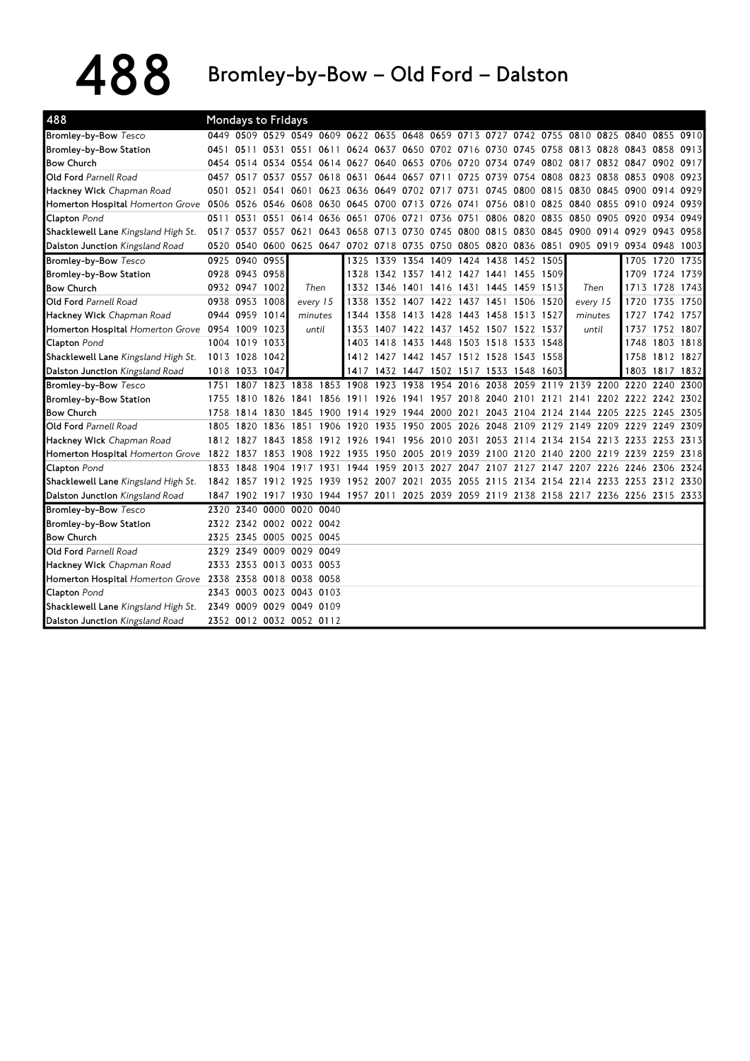# 488 Bromley-by-Bow – Old Ford – Dalston

| 488 | Mondays to Fridays | | | | | | | | | | | | | | | | | |
|---|---|---|---|---|---|---|---|---|---|---|---|---|---|---|---|---|---|---|
| Bromley-by-Bow *Tesco* | 0449 | 0509 | 0529 | 0549 | 0609 | 0622 | 0635 | 0648 | 0659 | 0713 | 0727 | 0742 | 0755 | 0810 | 0825 | 0840 | 0855 | 0910 |
| Bromley-by-Bow Station | 0451 | 0511 | 0531 | 0551 | 0611 | 0624 | 0637 | 0650 | 0702 | 0716 | 0730 | 0745 | 0758 | 0813 | 0828 | 0843 | 0858 | 0913 |
| Bow Church | 0454 | 0514 | 0534 | 0554 | 0614 | 0627 | 0640 | 0653 | 0706 | 0720 | 0734 | 0749 | 0802 | 0817 | 0832 | 0847 | 0902 | 0917 |
| Old Ford *Parnell Road* | 0457 | 0517 | 0537 | 0557 | 0618 | 0631 | 0644 | 0657 | 0711 | 0725 | 0739 | 0754 | 0808 | 0823 | 0838 | 0853 | 0908 | 0923 |
| Hackney Wick *Chapman Road* | 0501 | 0521 | 0541 | 0601 | 0623 | 0636 | 0649 | 0702 | 0717 | 0731 | 0745 | 0800 | 0815 | 0830 | 0845 | 0900 | 0914 | 0929 |
| Homerton Hospital *Homerton Grove* | 0506 | 0526 | 0546 | 0608 | 0630 | 0645 | 0700 | 0713 | 0726 | 0741 | 0756 | 0810 | 0825 | 0840 | 0855 | 0910 | 0924 | 0939 |
| Clapton *Pond* | 0511 | 0531 | 0551 | 0614 | 0636 | 0651 | 0706 | 0721 | 0736 | 0751 | 0806 | 0820 | 0835 | 0850 | 0905 | 0920 | 0934 | 0949 |
| Shacklewell Lane *Kingsland High St.* | 0517 | 0537 | 0557 | 0621 | 0643 | 0658 | 0713 | 0730 | 0745 | 0800 | 0815 | 0830 | 0845 | 0900 | 0914 | 0929 | 0943 | 0958 |
| Dalston Junction *Kingsland Road* | 0520 | 0540 | 0600 | 0625 | 0647 | 0702 | 0718 | 0735 | 0750 | 0805 | 0820 | 0836 | 0851 | 0905 | 0919 | 0934 | 0948 | 1003 |
| Bromley-by-Bow *Tesco* | 0925 | 0940 | 0955 | | | 1325 | 1339 | 1354 | 1409 | 1424 | 1438 | 1452 | 1505 | | | 1705 | 1720 | 1735 |
| Bromley-by-Bow Station | 0928 | 0943 | 0958 | | | 1328 | 1342 | 1357 | 1412 | 1427 | 1441 | 1455 | 1509 | | | 1709 | 1724 | 1739 |
| Bow Church | 0932 | 0947 | 1002 | Then | | 1332 | 1346 | 1401 | 1416 | 1431 | 1445 | 1459 | 1513 | Then | | 1713 | 1728 | 1743 |
| Old Ford *Parnell Road* | 0938 | 0953 | 1008 | every 15 | | 1338 | 1352 | 1407 | 1422 | 1437 | 1451 | 1506 | 1520 | every 15 | | 1720 | 1735 | 1750 |
| Hackney Wick *Chapman Road* | 0944 | 0959 | 1014 | minutes | | 1344 | 1358 | 1413 | 1428 | 1443 | 1458 | 1513 | 1527 | minutes | | 1727 | 1742 | 1757 |
| Homerton Hospital *Homerton Grove* | 0954 | 1009 | 1023 | until | | 1353 | 1407 | 1422 | 1437 | 1452 | 1507 | 1522 | 1537 | until | | 1737 | 1752 | 1807 |
| Clapton *Pond* | 1004 | 1019 | 1033 | | | 1403 | 1418 | 1433 | 1448 | 1503 | 1518 | 1533 | 1548 | | | 1748 | 1803 | 1818 |
| Shacklewell Lane *Kingsland High St.* | 1013 | 1028 | 1042 | | | 1412 | 1427 | 1442 | 1457 | 1512 | 1528 | 1543 | 1558 | | | 1758 | 1812 | 1827 |
| Dalston Junction *Kingsland Road* | 1018 | 1033 | 1047 | | | 1417 | 1432 | 1447 | 1502 | 1517 | 1533 | 1548 | 1603 | | | 1803 | 1817 | 1832 |
| Bromley-by-Bow *Tesco* | 1751 | 1807 | 1823 | 1838 | 1853 | 1908 | 1923 | 1938 | 1954 | 2016 | 2038 | 2059 | 2119 | 2139 | 2200 | 2220 | 2240 | 2300 |
| Bromley-by-Bow Station | 1755 | 1810 | 1826 | 1841 | 1856 | 1911 | 1926 | 1941 | 1957 | 2018 | 2040 | 2101 | 2121 | 2141 | 2202 | 2222 | 2242 | 2302 |
| Bow Church | 1758 | 1814 | 1830 | 1845 | 1900 | 1914 | 1929 | 1944 | 2000 | 2021 | 2043 | 2104 | 2124 | 2144 | 2205 | 2225 | 2245 | 2305 |
| Old Ford *Parnell Road* | 1805 | 1820 | 1836 | 1851 | 1906 | 1920 | 1935 | 1950 | 2005 | 2026 | 2048 | 2109 | 2129 | 2149 | 2209 | 2229 | 2249 | 2309 |
| Hackney Wick *Chapman Road* | 1812 | 1827 | 1843 | 1858 | 1912 | 1926 | 1941 | 1956 | 2010 | 2031 | 2053 | 2114 | 2134 | 2154 | 2213 | 2233 | 2253 | 2313 |
| Homerton Hospital *Homerton Grove* | 1822 | 1837 | 1853 | 1908 | 1922 | 1935 | 1950 | 2005 | 2019 | 2039 | 2100 | 2120 | 2140 | 2200 | 2219 | 2239 | 2259 | 2318 |
| Clapton *Pond* | 1833 | 1848 | 1904 | 1917 | 1931 | 1944 | 1959 | 2013 | 2027 | 2047 | 2107 | 2127 | 2147 | 2207 | 2226 | 2246 | 2306 | 2324 |
| Shacklewell Lane *Kingsland High St.* | 1842 | 1857 | 1912 | 1925 | 1939 | 1952 | 2007 | 2021 | 2035 | 2055 | 2115 | 2134 | 2154 | 2214 | 2233 | 2253 | 2312 | 2330 |
| Dalston Junction *Kingsland Road* | 1847 | 1902 | 1917 | 1930 | 1944 | 1957 | 2011 | 2025 | 2039 | 2059 | 2119 | 2138 | 2158 | 2217 | 2236 | 2256 | 2315 | 2333 |
| Bromley-by-Bow *Tesco* | 2320 | 2340 | 0000 | 0020 | 0040 | | | | | | | | | | | | | |
| Bromley-by-Bow Station | 2322 | 2342 | 0002 | 0022 | 0042 | | | | | | | | | | | | | |
| Bow Church | 2325 | 2345 | 0005 | 0025 | 0045 | | | | | | | | | | | | | |
| Old Ford *Parnell Road* | 2329 | 2349 | 0009 | 0029 | 0049 | | | | | | | | | | | | | |
| Hackney Wick *Chapman Road* | 2333 | 2353 | 0013 | 0033 | 0053 | | | | | | | | | | | | | |
| Homerton Hospital *Homerton Grove* | 2338 | 2358 | 0018 | 0038 | 0058 | | | | | | | | | | | | | |
| Clapton *Pond* | 2343 | 0003 | 0023 | 0043 | 0103 | | | | | | | | | | | | | |
| Shacklewell Lane *Kingsland High St.* | 2349 | 0009 | 0029 | 0049 | 0109 | | | | | | | | | | | | | |
| Dalston Junction *Kingsland Road* | 2352 | 0012 | 0032 | 0052 | 0112 | | | | | | | | | | | | | |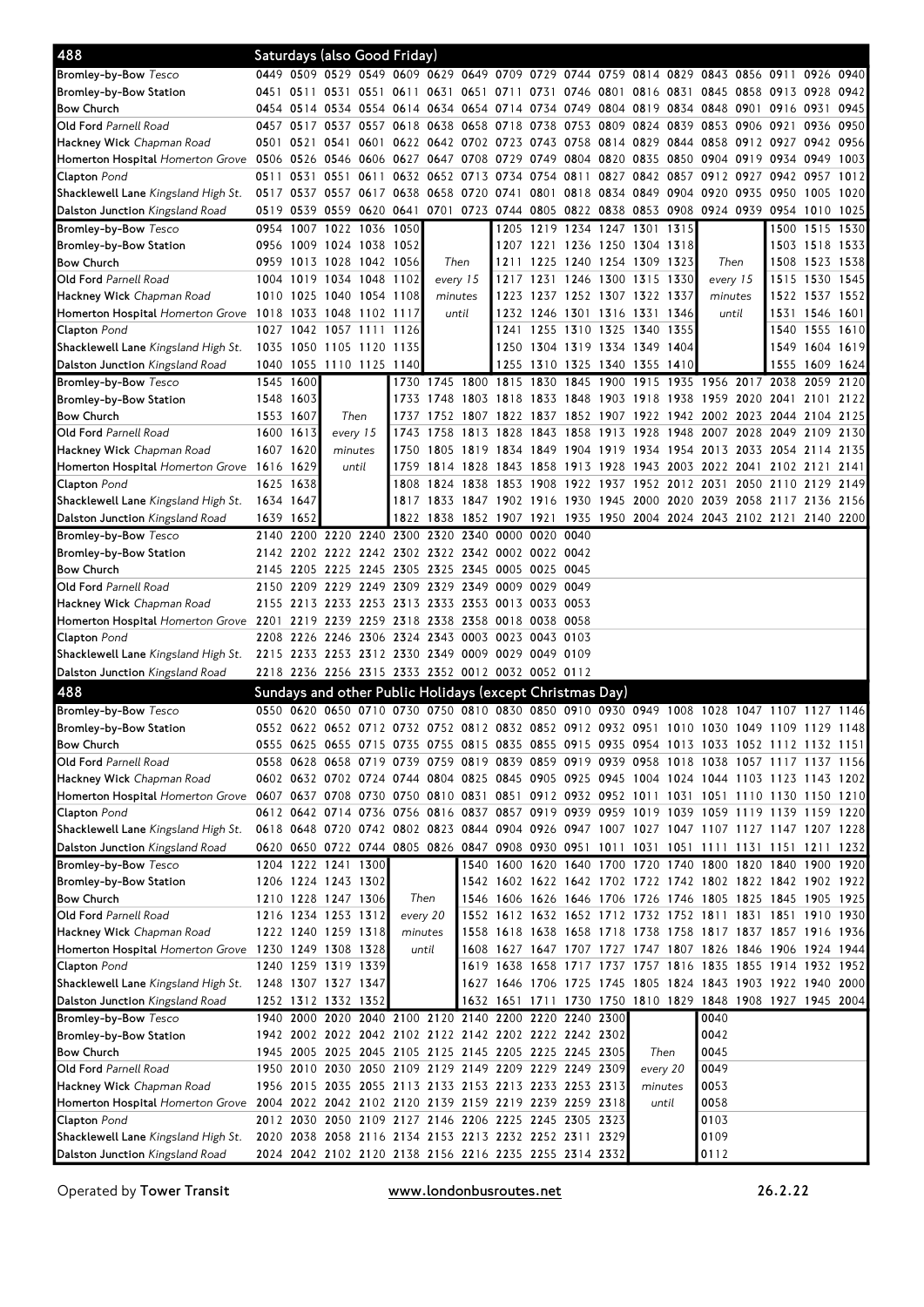## 488 Saturdays (also Good Friday)

| Stop | | | | | | | | | | | | | | | | | | |
|---|---|---|---|---|---|---|---|---|---|---|---|---|---|---|---|---|---|---|
| Bromley-by-Bow *Tesco* | 0449 | 0509 | 0529 | 0549 | 0609 | 0629 | 0649 | 0709 | 0729 | 0744 | 0759 | 0814 | 0829 | 0843 | 0856 | 0911 | 0926 | 0940 |
| Bromley-by-Bow Station | 0451 | 0511 | 0531 | 0551 | 0611 | 0631 | 0651 | 0711 | 0731 | 0746 | 0801 | 0816 | 0831 | 0845 | 0858 | 0913 | 0928 | 0942 |
| Bow Church | 0454 | 0514 | 0534 | 0554 | 0614 | 0634 | 0654 | 0714 | 0734 | 0749 | 0804 | 0819 | 0834 | 0848 | 0901 | 0916 | 0931 | 0945 |
| Old Ford *Parnell Road* | 0457 | 0517 | 0537 | 0557 | 0618 | 0638 | 0658 | 0718 | 0738 | 0753 | 0809 | 0824 | 0839 | 0853 | 0906 | 0921 | 0936 | 0950 |
| Hackney Wick *Chapman Road* | 0501 | 0521 | 0541 | 0601 | 0622 | 0642 | 0702 | 0723 | 0743 | 0758 | 0814 | 0829 | 0844 | 0858 | 0912 | 0927 | 0942 | 0956 |
| Homerton Hospital *Homerton Grove* | 0506 | 0526 | 0546 | 0606 | 0627 | 0647 | 0708 | 0729 | 0749 | 0804 | 0820 | 0835 | 0850 | 0904 | 0919 | 0934 | 0949 | 1003 |
| Clapton *Pond* | 0511 | 0531 | 0551 | 0611 | 0632 | 0652 | 0713 | 0734 | 0754 | 0811 | 0827 | 0842 | 0857 | 0912 | 0927 | 0942 | 0957 | 1012 |
| Shacklewell Lane *Kingsland High St.* | 0517 | 0537 | 0557 | 0617 | 0638 | 0658 | 0720 | 0741 | 0801 | 0818 | 0834 | 0849 | 0904 | 0920 | 0935 | 0950 | 1005 | 1020 |
| Dalston Junction *Kingsland Road* | 0519 | 0539 | 0559 | 0620 | 0641 | 0701 | 0723 | 0744 | 0805 | 0822 | 0838 | 0853 | 0908 | 0924 | 0939 | 0954 | 1010 | 1025 |

| Stop | | | | | | | | | | | | | | | | |
|---|---|---|---|---|---|---|---|---|---|---|---|---|---|---|---|---|
| Bromley-by-Bow *Tesco* | 0954 | 1007 | 1022 | 1036 | 1050 | | 1205 | 1219 | 1234 | 1247 | 1301 | 1315 | | 1500 | 1515 | 1530 |
| Bromley-by-Bow Station | 0956 | 1009 | 1024 | 1038 | 1052 | | 1207 | 1221 | 1236 | 1250 | 1304 | 1318 | | 1503 | 1518 | 1533 |
| Bow Church | 0959 | 1013 | 1028 | 1042 | 1056 | *Then* | 1211 | 1225 | 1240 | 1254 | 1309 | 1323 | *Then* | 1508 | 1523 | 1538 |
| Old Ford *Parnell Road* | 1004 | 1019 | 1034 | 1048 | 1102 | *every 15* | 1217 | 1231 | 1246 | 1300 | 1315 | 1330 | *every 15* | 1515 | 1530 | 1545 |
| Hackney Wick *Chapman Road* | 1010 | 1025 | 1040 | 1054 | 1108 | *minutes* | 1223 | 1237 | 1252 | 1307 | 1322 | 1337 | *minutes* | 1522 | 1537 | 1552 |
| Homerton Hospital *Homerton Grove* | 1018 | 1033 | 1048 | 1102 | 1117 | *until* | 1232 | 1246 | 1301 | 1316 | 1331 | 1346 | *until* | 1531 | 1546 | 1601 |
| Clapton *Pond* | 1027 | 1042 | 1057 | 1111 | 1126 | | 1241 | 1255 | 1310 | 1325 | 1340 | 1355 | | 1540 | 1555 | 1610 |
| Shacklewell Lane *Kingsland High St.* | 1035 | 1050 | 1105 | 1120 | 1135 | | 1250 | 1304 | 1319 | 1334 | 1349 | 1404 | | 1549 | 1604 | 1619 |
| Dalston Junction *Kingsland Road* | 1040 | 1055 | 1110 | 1125 | 1140 | | 1255 | 1310 | 1325 | 1340 | 1355 | 1410 | | 1555 | 1609 | 1624 |

| Stop | | | | | | | | | | | | | | | | | |
|---|---|---|---|---|---|---|---|---|---|---|---|---|---|---|---|---|---|
| Bromley-by-Bow *Tesco* | 1545 | 1600 | | 1730 | 1745 | 1800 | 1815 | 1830 | 1845 | 1900 | 1915 | 1935 | 1956 | 2017 | 2038 | 2059 | 2120 |
| Bromley-by-Bow Station | 1548 | 1603 | | 1733 | 1748 | 1803 | 1818 | 1833 | 1848 | 1903 | 1918 | 1938 | 1959 | 2020 | 2041 | 2101 | 2122 |
| Bow Church | 1553 | 1607 | *Then* | 1737 | 1752 | 1807 | 1822 | 1837 | 1852 | 1907 | 1922 | 1942 | 2002 | 2023 | 2044 | 2104 | 2125 |
| Old Ford *Parnell Road* | 1600 | 1613 | *every 15* | 1743 | 1758 | 1813 | 1828 | 1843 | 1858 | 1913 | 1928 | 1948 | 2007 | 2028 | 2049 | 2109 | 2130 |
| Hackney Wick *Chapman Road* | 1607 | 1620 | *minutes* | 1750 | 1805 | 1819 | 1834 | 1849 | 1904 | 1919 | 1934 | 1954 | 2013 | 2033 | 2054 | 2114 | 2135 |
| Homerton Hospital *Homerton Grove* | 1616 | 1629 | *until* | 1759 | 1814 | 1828 | 1843 | 1858 | 1913 | 1928 | 1943 | 2003 | 2022 | 2041 | 2102 | 2121 | 2141 |
| Clapton *Pond* | 1625 | 1638 | | 1808 | 1824 | 1838 | 1853 | 1908 | 1922 | 1937 | 1952 | 2012 | 2031 | 2050 | 2110 | 2129 | 2149 |
| Shacklewell Lane *Kingsland High St.* | 1634 | 1647 | | 1817 | 1833 | 1847 | 1902 | 1916 | 1930 | 1945 | 2000 | 2020 | 2039 | 2058 | 2117 | 2136 | 2156 |
| Dalston Junction *Kingsland Road* | 1639 | 1652 | | 1822 | 1838 | 1852 | 1907 | 1921 | 1935 | 1950 | 2004 | 2024 | 2043 | 2102 | 2121 | 2140 | 2200 |

| Stop | | | | | | | | | | |
|---|---|---|---|---|---|---|---|---|---|---|
| Bromley-by-Bow *Tesco* | 2140 | 2200 | 2220 | 2240 | 2300 | 2320 | 2340 | 0000 | 0020 | 0040 |
| Bromley-by-Bow Station | 2142 | 2202 | 2222 | 2242 | 2302 | 2322 | 2342 | 0002 | 0022 | 0042 |
| Bow Church | 2145 | 2205 | 2225 | 2245 | 2305 | 2325 | 2345 | 0005 | 0025 | 0045 |
| Old Ford *Parnell Road* | 2150 | 2209 | 2229 | 2249 | 2309 | 2329 | 2349 | 0009 | 0029 | 0049 |
| Hackney Wick *Chapman Road* | 2155 | 2213 | 2233 | 2253 | 2313 | 2333 | 2353 | 0013 | 0033 | 0053 |
| Homerton Hospital *Homerton Grove* | 2201 | 2219 | 2239 | 2259 | 2318 | 2338 | 2358 | 0018 | 0038 | 0058 |
| Clapton *Pond* | 2208 | 2226 | 2246 | 2306 | 2324 | 2343 | 0003 | 0023 | 0043 | 0103 |
| Shacklewell Lane *Kingsland High St.* | 2215 | 2233 | 2253 | 2312 | 2330 | 2349 | 0009 | 0029 | 0049 | 0109 |
| Dalston Junction *Kingsland Road* | 2218 | 2236 | 2256 | 2315 | 2333 | 2352 | 0012 | 0032 | 0052 | 0112 |

## 488 Sundays and other Public Holidays (except Christmas Day)

| Stop | | | | | | | | | | | | | | | | | | | |
|---|---|---|---|---|---|---|---|---|---|---|---|---|---|---|---|---|---|---|---|
| Bromley-by-Bow *Tesco* | 0550 | 0620 | 0650 | 0710 | 0730 | 0750 | 0810 | 0830 | 0850 | 0910 | 0930 | 0949 | 1008 | 1028 | 1047 | 1107 | 1127 | 1146 |
| Bromley-by-Bow Station | 0552 | 0622 | 0652 | 0712 | 0732 | 0752 | 0812 | 0832 | 0852 | 0912 | 0932 | 0951 | 1010 | 1030 | 1049 | 1109 | 1129 | 1148 |
| Bow Church | 0555 | 0625 | 0655 | 0715 | 0735 | 0755 | 0815 | 0835 | 0855 | 0915 | 0935 | 0954 | 1013 | 1033 | 1052 | 1112 | 1132 | 1151 |
| Old Ford *Parnell Road* | 0558 | 0628 | 0658 | 0719 | 0739 | 0759 | 0819 | 0839 | 0859 | 0919 | 0939 | 0958 | 1018 | 1038 | 1057 | 1117 | 1137 | 1156 |
| Hackney Wick *Chapman Road* | 0602 | 0632 | 0702 | 0724 | 0744 | 0804 | 0825 | 0845 | 0905 | 0925 | 0945 | 1004 | 1024 | 1044 | 1103 | 1123 | 1143 | 1202 |
| Homerton Hospital *Homerton Grove* | 0607 | 0637 | 0708 | 0730 | 0750 | 0810 | 0831 | 0851 | 0912 | 0932 | 0952 | 1011 | 1031 | 1051 | 1110 | 1130 | 1150 | 1210 |
| Clapton *Pond* | 0612 | 0642 | 0714 | 0736 | 0756 | 0816 | 0837 | 0857 | 0919 | 0939 | 0959 | 1019 | 1039 | 1059 | 1119 | 1139 | 1159 | 1220 |
| Shacklewell Lane *Kingsland High St.* | 0618 | 0648 | 0720 | 0742 | 0802 | 0823 | 0844 | 0904 | 0926 | 0947 | 1007 | 1027 | 1047 | 1107 | 1127 | 1147 | 1207 | 1228 |
| Dalston Junction *Kingsland Road* | 0620 | 0650 | 0722 | 0744 | 0805 | 0826 | 0847 | 0908 | 0930 | 0951 | 1011 | 1031 | 1051 | 1111 | 1131 | 1151 | 1211 | 1232 |

| Stop | | | | | | | | | | | | | | | | | |
|---|---|---|---|---|---|---|---|---|---|---|---|---|---|---|---|---|---|
| Bromley-by-Bow *Tesco* | 1204 | 1222 | 1241 | 1300 | | 1540 | 1600 | 1620 | 1640 | 1700 | 1720 | 1740 | 1800 | 1820 | 1840 | 1900 | 1920 |
| Bromley-by-Bow Station | 1206 | 1224 | 1243 | 1302 | | 1542 | 1602 | 1622 | 1642 | 1702 | 1722 | 1742 | 1802 | 1822 | 1842 | 1902 | 1922 |
| Bow Church | 1210 | 1228 | 1247 | 1306 | *Then* | 1546 | 1606 | 1626 | 1646 | 1706 | 1726 | 1746 | 1805 | 1825 | 1845 | 1905 | 1925 |
| Old Ford *Parnell Road* | 1216 | 1234 | 1253 | 1312 | *every 20* | 1552 | 1612 | 1632 | 1652 | 1712 | 1732 | 1752 | 1811 | 1831 | 1851 | 1910 | 1930 |
| Hackney Wick *Chapman Road* | 1222 | 1240 | 1259 | 1318 | *minutes* | 1558 | 1618 | 1638 | 1658 | 1718 | 1738 | 1758 | 1817 | 1837 | 1857 | 1916 | 1936 |
| Homerton Hospital *Homerton Grove* | 1230 | 1249 | 1308 | 1328 | *until* | 1608 | 1627 | 1647 | 1707 | 1727 | 1747 | 1807 | 1826 | 1846 | 1906 | 1924 | 1944 |
| Clapton *Pond* | 1240 | 1259 | 1319 | 1339 | | 1619 | 1638 | 1658 | 1717 | 1737 | 1757 | 1816 | 1835 | 1855 | 1914 | 1932 | 1952 |
| Shacklewell Lane *Kingsland High St.* | 1248 | 1307 | 1327 | 1347 | | 1627 | 1646 | 1706 | 1725 | 1745 | 1805 | 1824 | 1843 | 1903 | 1922 | 1940 | 2000 |
| Dalston Junction *Kingsland Road* | 1252 | 1312 | 1332 | 1352 | | 1632 | 1651 | 1711 | 1730 | 1750 | 1810 | 1829 | 1848 | 1908 | 1927 | 1945 | 2004 |

| Stop | | | | | | | | | | | | | |
|---|---|---|---|---|---|---|---|---|---|---|---|---|---|
| Bromley-by-Bow *Tesco* | 1940 | 2000 | 2020 | 2040 | 2100 | 2120 | 2140 | 2200 | 2220 | 2240 | 2300 | | 0040 |
| Bromley-by-Bow Station | 1942 | 2002 | 2022 | 2042 | 2102 | 2122 | 2142 | 2202 | 2222 | 2242 | 2302 | | 0042 |
| Bow Church | 1945 | 2005 | 2025 | 2045 | 2105 | 2125 | 2145 | 2205 | 2225 | 2245 | 2305 | *Then* | 0045 |
| Old Ford *Parnell Road* | 1950 | 2010 | 2030 | 2050 | 2109 | 2129 | 2149 | 2209 | 2229 | 2249 | 2309 | *every 20* | 0049 |
| Hackney Wick *Chapman Road* | 1956 | 2015 | 2035 | 2055 | 2113 | 2133 | 2153 | 2213 | 2233 | 2253 | 2313 | *minutes* | 0053 |
| Homerton Hospital *Homerton Grove* | 2004 | 2022 | 2042 | 2102 | 2120 | 2139 | 2159 | 2219 | 2239 | 2259 | 2318 | *until* | 0058 |
| Clapton *Pond* | 2012 | 2030 | 2050 | 2109 | 2127 | 2146 | 2206 | 2225 | 2245 | 2305 | 2323 | | 0103 |
| Shacklewell Lane *Kingsland High St.* | 2020 | 2038 | 2058 | 2116 | 2134 | 2153 | 2213 | 2232 | 2252 | 2311 | 2329 | | 0109 |
| Dalston Junction *Kingsland Road* | 2024 | 2042 | 2102 | 2120 | 2138 | 2156 | 2216 | 2235 | 2255 | 2314 | 2332 | | 0112 |

Operated by **Tower Transit** www.londonbusroutes.net 26.2.22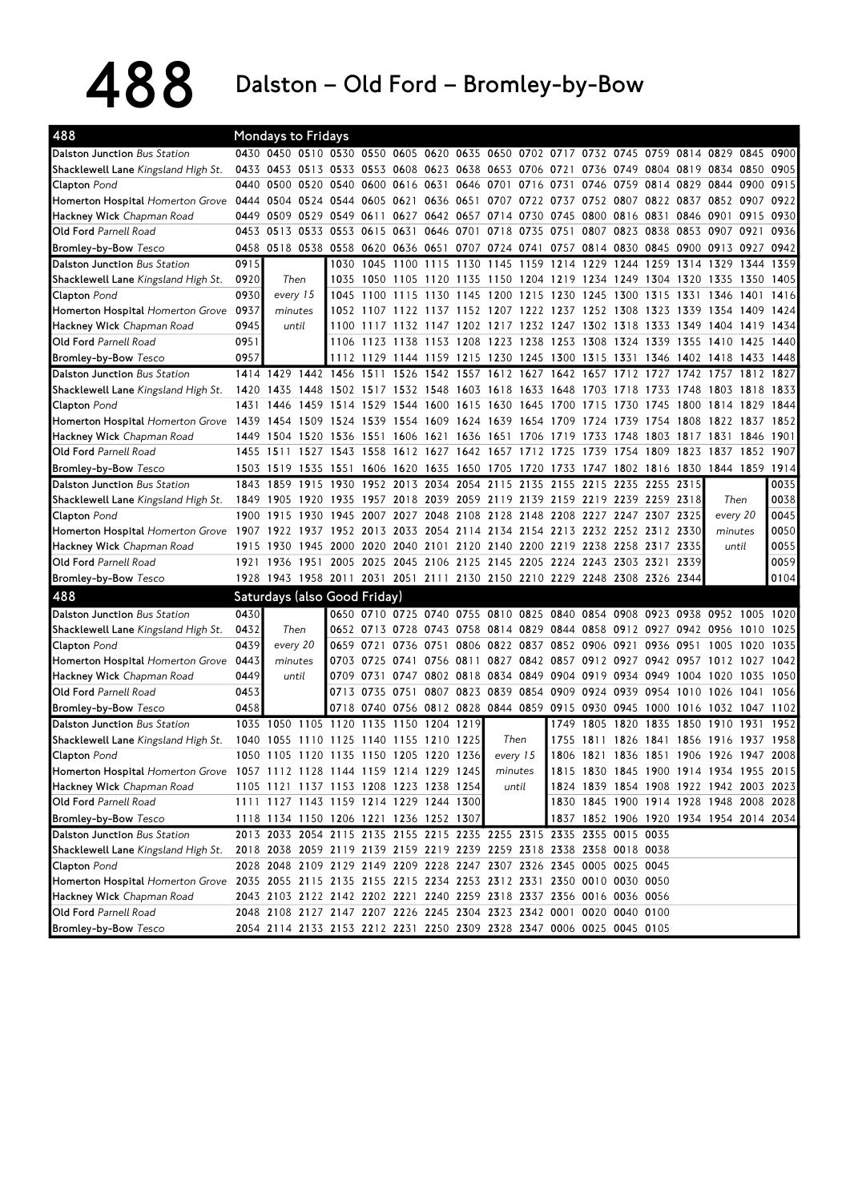# 488 Dalston – Old Ford – Bromley-by-Bow

## 488 Mondays to Fridays

| Stop | | | | | | | | | | | | | | | | | | |
|---|---|---|---|---|---|---|---|---|---|---|---|---|---|---|---|---|---|---|
| **Dalston Junction** *Bus Station* | 0430 | 0450 | 0510 | 0530 | 0550 | 0605 | 0620 | 0635 | 0650 | 0702 | 0717 | 0732 | 0745 | 0759 | 0814 | 0829 | 0845 | 0900 |
| **Shacklewell Lane** *Kingsland High St.* | 0433 | 0453 | 0513 | 0533 | 0553 | 0608 | 0623 | 0638 | 0653 | 0706 | 0721 | 0736 | 0749 | 0804 | 0819 | 0834 | 0850 | 0905 |
| **Clapton** *Pond* | 0440 | 0500 | 0520 | 0540 | 0600 | 0616 | 0631 | 0646 | 0701 | 0716 | 0731 | 0746 | 0759 | 0814 | 0829 | 0844 | 0900 | 0915 |
| **Homerton Hospital** *Homerton Grove* | 0444 | 0504 | 0524 | 0544 | 0605 | 0621 | 0636 | 0651 | 0707 | 0722 | 0737 | 0752 | 0807 | 0822 | 0837 | 0852 | 0907 | 0922 |
| **Hackney Wick** *Chapman Road* | 0449 | 0509 | 0529 | 0549 | 0611 | 0627 | 0642 | 0657 | 0714 | 0730 | 0745 | 0800 | 0816 | 0831 | 0846 | 0901 | 0915 | 0930 |
| **Old Ford** *Parnell Road* | 0453 | 0513 | 0533 | 0553 | 0615 | 0631 | 0646 | 0701 | 0718 | 0735 | 0751 | 0807 | 0823 | 0838 | 0853 | 0907 | 0921 | 0936 |
| **Bromley-by-Bow** *Tesco* | 0458 | 0518 | 0538 | 0558 | 0620 | 0636 | 0651 | 0707 | 0724 | 0741 | 0757 | 0814 | 0830 | 0845 | 0900 | 0913 | 0927 | 0942 |

| Stop | | | | | | | | | | | | | | | | | | |
|---|---|---|---|---|---|---|---|---|---|---|---|---|---|---|---|---|---|---|
| **Dalston Junction** *Bus Station* | 0915 | | | 1030 | 1045 | 1100 | 1115 | 1130 | 1145 | 1159 | 1214 | 1229 | 1244 | 1259 | 1314 | 1329 | 1344 | 1359 |
| **Shacklewell Lane** *Kingsland High St.* | 0920 | Then | | 1035 | 1050 | 1105 | 1120 | 1135 | 1150 | 1204 | 1219 | 1234 | 1249 | 1304 | 1320 | 1335 | 1350 | 1405 |
| **Clapton** *Pond* | 0930 | every 15 | | 1045 | 1100 | 1115 | 1130 | 1145 | 1200 | 1215 | 1230 | 1245 | 1300 | 1315 | 1331 | 1346 | 1401 | 1416 |
| **Homerton Hospital** *Homerton Grove* | 0937 | minutes | | 1052 | 1107 | 1122 | 1137 | 1152 | 1207 | 1222 | 1237 | 1252 | 1308 | 1323 | 1339 | 1354 | 1409 | 1424 |
| **Hackney Wick** *Chapman Road* | 0945 | until | | 1100 | 1117 | 1132 | 1147 | 1202 | 1217 | 1232 | 1247 | 1302 | 1318 | 1333 | 1349 | 1404 | 1419 | 1434 |
| **Old Ford** *Parnell Road* | 0951 | | | 1106 | 1123 | 1138 | 1153 | 1208 | 1223 | 1238 | 1253 | 1308 | 1324 | 1339 | 1355 | 1410 | 1425 | 1440 |
| **Bromley-by-Bow** *Tesco* | 0957 | | | 1112 | 1129 | 1144 | 1159 | 1215 | 1230 | 1245 | 1300 | 1315 | 1331 | 1346 | 1402 | 1418 | 1433 | 1448 |

| Stop | | | | | | | | | | | | | | | | | | |
|---|---|---|---|---|---|---|---|---|---|---|---|---|---|---|---|---|---|---|
| **Dalston Junction** *Bus Station* | 1414 | 1429 | 1442 | 1456 | 1511 | 1526 | 1542 | 1557 | 1612 | 1627 | 1642 | 1657 | 1712 | 1727 | 1742 | 1757 | 1812 | 1827 |
| **Shacklewell Lane** *Kingsland High St.* | 1420 | 1435 | 1448 | 1502 | 1517 | 1532 | 1548 | 1603 | 1618 | 1633 | 1648 | 1703 | 1718 | 1733 | 1748 | 1803 | 1818 | 1833 |
| **Clapton** *Pond* | 1431 | 1446 | 1459 | 1514 | 1529 | 1544 | 1600 | 1615 | 1630 | 1645 | 1700 | 1715 | 1730 | 1745 | 1800 | 1814 | 1829 | 1844 |
| **Homerton Hospital** *Homerton Grove* | 1439 | 1454 | 1509 | 1524 | 1539 | 1554 | 1609 | 1624 | 1639 | 1654 | 1709 | 1724 | 1739 | 1754 | 1808 | 1822 | 1837 | 1852 |
| **Hackney Wick** *Chapman Road* | 1449 | 1504 | 1520 | 1536 | 1551 | 1606 | 1621 | 1636 | 1651 | 1706 | 1719 | 1733 | 1748 | 1803 | 1817 | 1831 | 1846 | 1901 |
| **Old Ford** *Parnell Road* | 1455 | 1511 | 1527 | 1543 | 1558 | 1612 | 1627 | 1642 | 1657 | 1712 | 1725 | 1739 | 1754 | 1809 | 1823 | 1837 | 1852 | 1907 |
| **Bromley-by-Bow** *Tesco* | 1503 | 1519 | 1535 | 1551 | 1606 | 1620 | 1635 | 1650 | 1705 | 1720 | 1733 | 1747 | 1802 | 1816 | 1830 | 1844 | 1859 | 1914 |

| Stop | | | | | | | | | | | | | | | | | | |
|---|---|---|---|---|---|---|---|---|---|---|---|---|---|---|---|---|---|---|
| **Dalston Junction** *Bus Station* | 1843 | 1859 | 1915 | 1930 | 1952 | 2013 | 2034 | 2054 | 2115 | 2135 | 2155 | 2215 | 2235 | 2255 | 2315 | | | 0035 |
| **Shacklewell Lane** *Kingsland High St.* | 1849 | 1905 | 1920 | 1935 | 1957 | 2018 | 2039 | 2059 | 2119 | 2139 | 2159 | 2219 | 2239 | 2259 | 2318 | Then | | 0038 |
| **Clapton** *Pond* | 1900 | 1915 | 1930 | 1945 | 2007 | 2027 | 2048 | 2108 | 2128 | 2148 | 2208 | 2227 | 2247 | 2307 | 2325 | every 20 | | 0045 |
| **Homerton Hospital** *Homerton Grove* | 1907 | 1922 | 1937 | 1952 | 2013 | 2033 | 2054 | 2114 | 2134 | 2154 | 2213 | 2232 | 2252 | 2312 | 2330 | minutes | | 0050 |
| **Hackney Wick** *Chapman Road* | 1915 | 1930 | 1945 | 2000 | 2020 | 2040 | 2101 | 2120 | 2140 | 2200 | 2219 | 2238 | 2258 | 2317 | 2335 | until | | 0055 |
| **Old Ford** *Parnell Road* | 1921 | 1936 | 1951 | 2005 | 2025 | 2045 | 2106 | 2125 | 2145 | 2205 | 2224 | 2243 | 2303 | 2321 | 2339 | | | 0059 |
| **Bromley-by-Bow** *Tesco* | 1928 | 1943 | 1958 | 2011 | 2031 | 2051 | 2111 | 2130 | 2150 | 2210 | 2229 | 2248 | 2308 | 2326 | 2344 | | | 0104 |

## 488 Saturdays (also Good Friday)

| Stop | | | | | | | | | | | | | | | | | | |
|---|---|---|---|---|---|---|---|---|---|---|---|---|---|---|---|---|---|---|
| **Dalston Junction** *Bus Station* | 0430 | | | 0650 | 0710 | 0725 | 0740 | 0755 | 0810 | 0825 | 0840 | 0854 | 0908 | 0923 | 0938 | 0952 | 1005 | 1020 |
| **Shacklewell Lane** *Kingsland High St.* | 0432 | Then | | 0652 | 0713 | 0728 | 0743 | 0758 | 0814 | 0829 | 0844 | 0858 | 0912 | 0927 | 0942 | 0956 | 1010 | 1025 |
| **Clapton** *Pond* | 0439 | every 20 | | 0659 | 0721 | 0736 | 0751 | 0806 | 0822 | 0837 | 0852 | 0906 | 0921 | 0936 | 0951 | 1005 | 1020 | 1035 |
| **Homerton Hospital** *Homerton Grove* | 0443 | minutes | | 0703 | 0725 | 0741 | 0756 | 0811 | 0827 | 0842 | 0857 | 0912 | 0927 | 0942 | 0957 | 1012 | 1027 | 1042 |
| **Hackney Wick** *Chapman Road* | 0449 | until | | 0709 | 0731 | 0747 | 0802 | 0818 | 0834 | 0849 | 0904 | 0919 | 0934 | 0949 | 1004 | 1020 | 1035 | 1050 |
| **Old Ford** *Parnell Road* | 0453 | | | 0713 | 0735 | 0751 | 0807 | 0823 | 0839 | 0854 | 0909 | 0924 | 0939 | 0954 | 1010 | 1026 | 1041 | 1056 |
| **Bromley-by-Bow** *Tesco* | 0458 | | | 0718 | 0740 | 0756 | 0812 | 0828 | 0844 | 0859 | 0915 | 0930 | 0945 | 1000 | 1016 | 1032 | 1047 | 1102 |

| Stop | | | | | | | | | | | | | | | | | | |
|---|---|---|---|---|---|---|---|---|---|---|---|---|---|---|---|---|---|---|
| **Dalston Junction** *Bus Station* | 1035 | 1050 | 1105 | 1120 | 1135 | 1150 | 1204 | 1219 | | | 1749 | 1805 | 1820 | 1835 | 1850 | 1910 | 1931 | 1952 |
| **Shacklewell Lane** *Kingsland High St.* | 1040 | 1055 | 1110 | 1125 | 1140 | 1155 | 1210 | 1225 | Then | | 1755 | 1811 | 1826 | 1841 | 1856 | 1916 | 1937 | 1958 |
| **Clapton** *Pond* | 1050 | 1105 | 1120 | 1135 | 1150 | 1205 | 1220 | 1236 | every 15 | | 1806 | 1821 | 1836 | 1851 | 1906 | 1926 | 1947 | 2008 |
| **Homerton Hospital** *Homerton Grove* | 1057 | 1112 | 1128 | 1144 | 1159 | 1214 | 1229 | 1245 | minutes | | 1815 | 1830 | 1845 | 1900 | 1914 | 1934 | 1955 | 2015 |
| **Hackney Wick** *Chapman Road* | 1105 | 1121 | 1137 | 1153 | 1208 | 1223 | 1238 | 1254 | until | | 1824 | 1839 | 1854 | 1908 | 1922 | 1942 | 2003 | 2023 |
| **Old Ford** *Parnell Road* | 1111 | 1127 | 1143 | 1159 | 1214 | 1229 | 1244 | 1300 | | | 1830 | 1845 | 1900 | 1914 | 1928 | 1948 | 2008 | 2028 |
| **Bromley-by-Bow** *Tesco* | 1118 | 1134 | 1150 | 1206 | 1221 | 1236 | 1252 | 1307 | | | 1837 | 1852 | 1906 | 1920 | 1934 | 1954 | 2014 | 2034 |

| Stop | | | | | | | | | | | | | |
|---|---|---|---|---|---|---|---|---|---|---|---|---|---|
| **Dalston Junction** *Bus Station* | 2013 | 2033 | 2054 | 2115 | 2135 | 2155 | 2215 | 2235 | 2255 | 2315 | 2335 | 2355 | 0015 | 0035 |
| **Shacklewell Lane** *Kingsland High St.* | 2018 | 2038 | 2059 | 2119 | 2139 | 2159 | 2219 | 2239 | 2259 | 2318 | 2338 | 2358 | 0018 | 0038 |
| **Clapton** *Pond* | 2028 | 2048 | 2109 | 2129 | 2149 | 2209 | 2228 | 2247 | 2307 | 2326 | 2345 | 0005 | 0025 | 0045 |
| **Homerton Hospital** *Homerton Grove* | 2035 | 2055 | 2115 | 2135 | 2155 | 2215 | 2234 | 2253 | 2312 | 2331 | 2350 | 0010 | 0030 | 0050 |
| **Hackney Wick** *Chapman Road* | 2043 | 2103 | 2122 | 2142 | 2202 | 2221 | 2240 | 2259 | 2318 | 2337 | 2356 | 0016 | 0036 | 0056 |
| **Old Ford** *Parnell Road* | 2048 | 2108 | 2127 | 2147 | 2207 | 2226 | 2245 | 2304 | 2323 | 2342 | 0001 | 0020 | 0040 | 0100 |
| **Bromley-by-Bow** *Tesco* | 2054 | 2114 | 2133 | 2153 | 2212 | 2231 | 2250 | 2309 | 2328 | 2347 | 0006 | 0025 | 0045 | 0105 |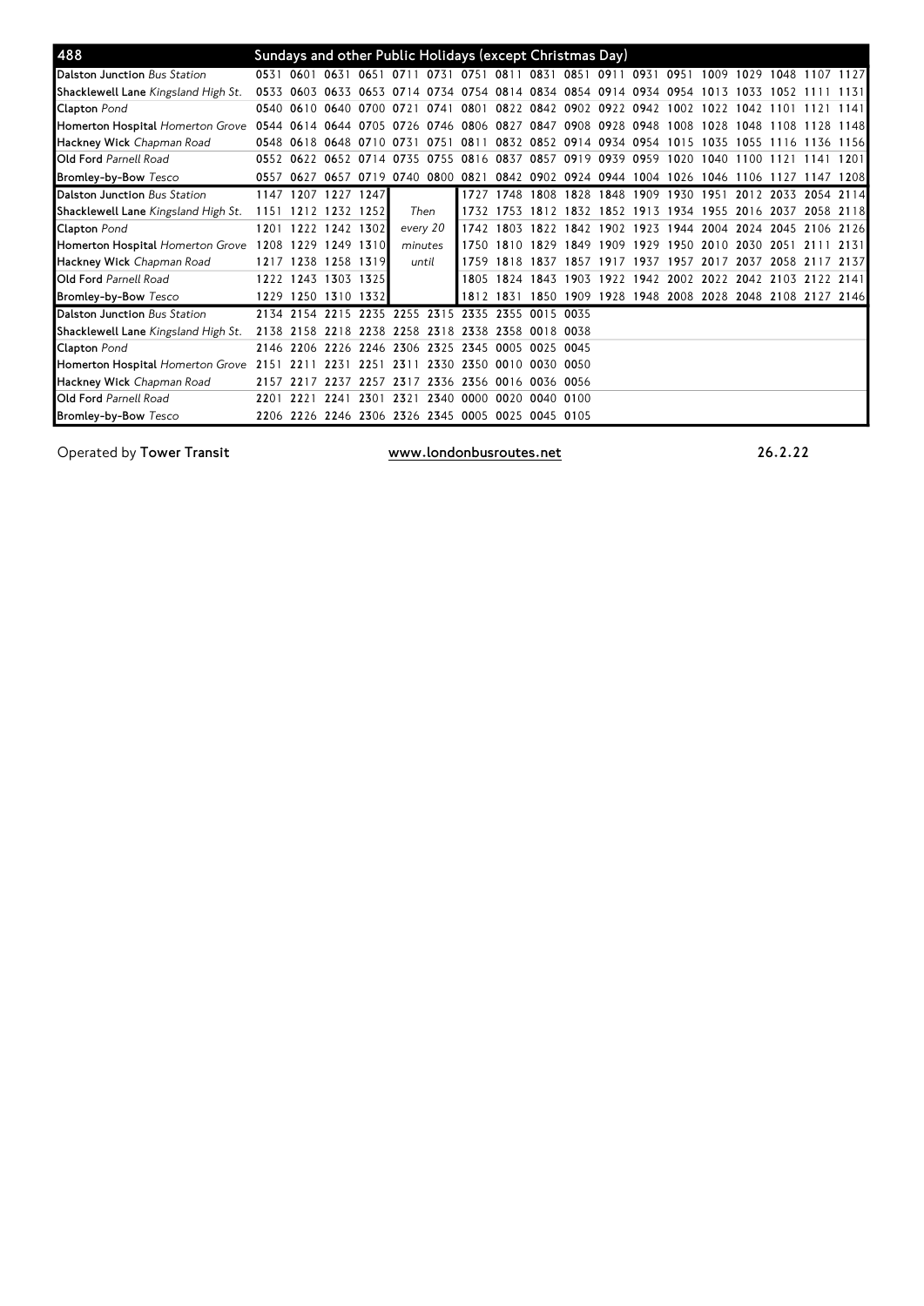## 488 Sundays and other Public Holidays (except Christmas Day)

| | | | | | | | | | | | | | | | | | | |
|---|---|---|---|---|---|---|---|---|---|---|---|---|---|---|---|---|---|---|
| **Dalston Junction** *Bus Station* | 0531 | 0601 | 0631 | 0651 | 0711 | 0731 | 0751 | 0811 | 0831 | 0851 | 0911 | 0931 | 0951 | 1009 | 1029 | 1048 | 1107 | 1127 |
| **Shacklewell Lane** *Kingsland High St.* | 0533 | 0603 | 0633 | 0653 | 0714 | 0734 | 0754 | 0814 | 0834 | 0854 | 0914 | 0934 | 0954 | 1013 | 1033 | 1052 | 1111 | 1131 |
| **Clapton** *Pond* | 0540 | 0610 | 0640 | 0700 | 0721 | 0741 | 0801 | 0822 | 0842 | 0902 | 0922 | 0942 | 1002 | 1022 | 1042 | 1101 | 1121 | 1141 |
| **Homerton Hospital** *Homerton Grove* | 0544 | 0614 | 0644 | 0705 | 0726 | 0746 | 0806 | 0827 | 0847 | 0908 | 0928 | 0948 | 1008 | 1028 | 1048 | 1108 | 1128 | 1148 |
| **Hackney Wick** *Chapman Road* | 0548 | 0618 | 0648 | 0710 | 0731 | 0751 | 0811 | 0832 | 0852 | 0914 | 0934 | 0954 | 1015 | 1035 | 1055 | 1116 | 1136 | 1156 |
| **Old Ford** *Parnell Road* | 0552 | 0622 | 0652 | 0714 | 0735 | 0755 | 0816 | 0837 | 0857 | 0919 | 0939 | 0959 | 1020 | 1040 | 1100 | 1121 | 1141 | 1201 |
| **Bromley-by-Bow** *Tesco* | 0557 | 0627 | 0657 | 0719 | 0740 | 0800 | 0821 | 0842 | 0902 | 0924 | 0944 | 1004 | 1026 | 1046 | 1106 | 1127 | 1147 | 1208 |

| | | | | | | | | | | | | | | | | | |
|---|---|---|---|---|---|---|---|---|---|---|---|---|---|---|---|---|---|
| **Dalston Junction** *Bus Station* | 1147 | 1207 | 1227 | 1247 | | 1727 | 1748 | 1808 | 1828 | 1848 | 1909 | 1930 | 1951 | 2012 | 2033 | 2054 | 2114 |
| **Shacklewell Lane** *Kingsland High St.* | 1151 | 1212 | 1232 | 1252 | Then | 1732 | 1753 | 1812 | 1832 | 1852 | 1913 | 1934 | 1955 | 2016 | 2037 | 2058 | 2118 |
| **Clapton** *Pond* | 1201 | 1222 | 1242 | 1302 | every 20 | 1742 | 1803 | 1822 | 1842 | 1902 | 1923 | 1944 | 2004 | 2024 | 2045 | 2106 | 2126 |
| **Homerton Hospital** *Homerton Grove* | 1208 | 1229 | 1249 | 1310 | minutes | 1750 | 1810 | 1829 | 1849 | 1909 | 1929 | 1950 | 2010 | 2030 | 2051 | 2111 | 2131 |
| **Hackney Wick** *Chapman Road* | 1217 | 1238 | 1258 | 1319 | until | 1759 | 1818 | 1837 | 1857 | 1917 | 1937 | 1957 | 2017 | 2037 | 2058 | 2117 | 2137 |
| **Old Ford** *Parnell Road* | 1222 | 1243 | 1303 | 1325 | | 1805 | 1824 | 1843 | 1903 | 1922 | 1942 | 2002 | 2022 | 2042 | 2103 | 2122 | 2141 |
| **Bromley-by-Bow** *Tesco* | 1229 | 1250 | 1310 | 1332 | | 1812 | 1831 | 1850 | 1909 | 1928 | 1948 | 2008 | 2028 | 2048 | 2108 | 2127 | 2146 |

| | | | | | | | | | | |
|---|---|---|---|---|---|---|---|---|---|---|
| **Dalston Junction** *Bus Station* | 2134 | 2154 | 2215 | 2235 | 2255 | 2315 | 2335 | 2355 | 0015 | 0035 |
| **Shacklewell Lane** *Kingsland High St.* | 2138 | 2158 | 2218 | 2238 | 2258 | 2318 | 2338 | 2358 | 0018 | 0038 |
| **Clapton** *Pond* | 2146 | 2206 | 2226 | 2246 | 2306 | 2325 | 2345 | 0005 | 0025 | 0045 |
| **Homerton Hospital** *Homerton Grove* | 2151 | 2211 | 2231 | 2251 | 2311 | 2330 | 2350 | 0010 | 0030 | 0050 |
| **Hackney Wick** *Chapman Road* | 2157 | 2217 | 2237 | 2257 | 2317 | 2336 | 2356 | 0016 | 0036 | 0056 |
| **Old Ford** *Parnell Road* | 2201 | 2221 | 2241 | 2301 | 2321 | 2340 | 0000 | 0020 | 0040 | 0100 |
| **Bromley-by-Bow** *Tesco* | 2206 | 2226 | 2246 | 2306 | 2326 | 2345 | 0005 | 0025 | 0045 | 0105 |

Operated by **Tower Transit** www.londonbusroutes.net **26.2.22**